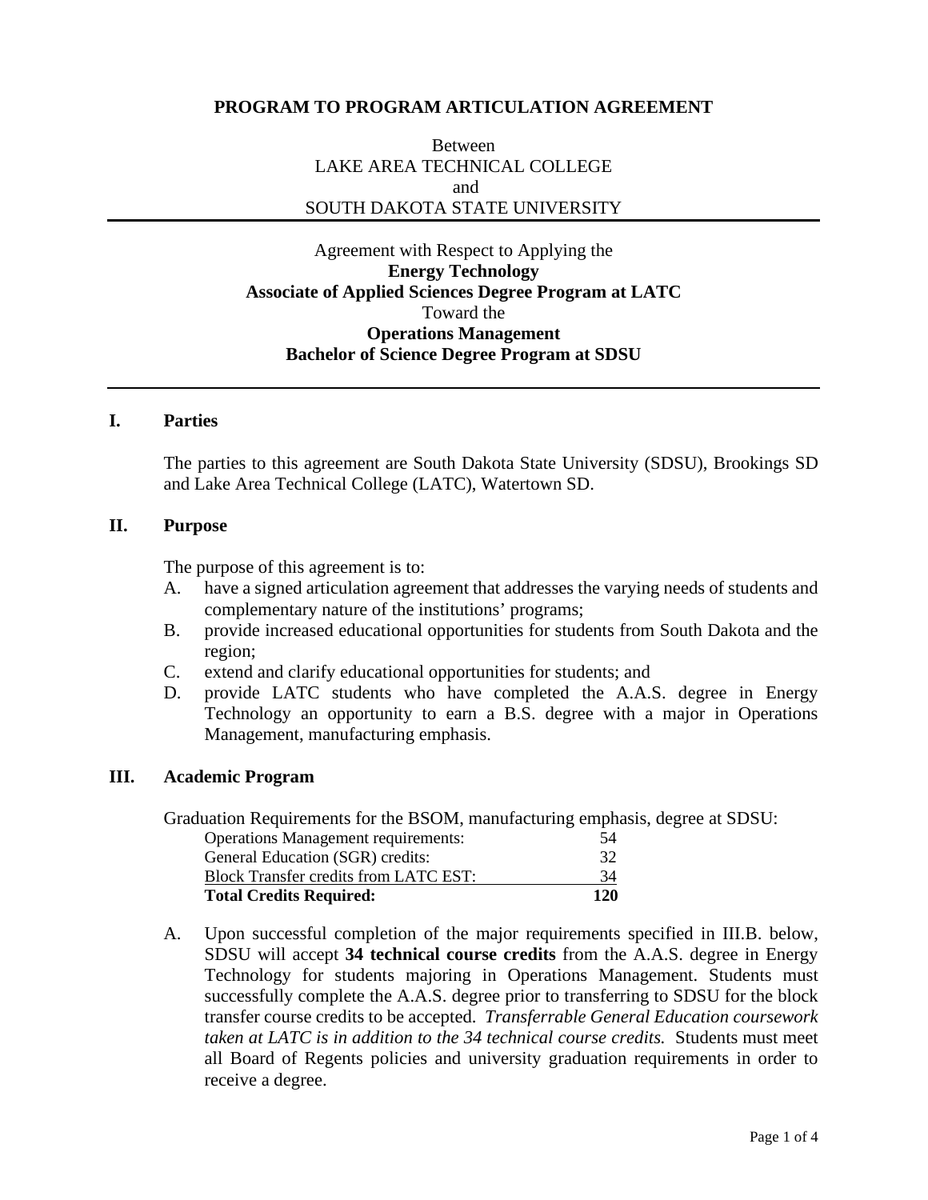# PROGRAM TO PROGRAM ARTICULATION AGREEMENT

Between
LAKE AREA TECHNICAL COLLEGE
and
SOUTH DAKOTA STATE UNIVERSITY

---

Agreement with Respect to Applying the
**Energy Technology**
**Associate of Applied Sciences Degree Program at LATC**
Toward the
**Operations Management**
**Bachelor of Science Degree Program at SDSU**

---

## I. Parties

The parties to this agreement are South Dakota State University (SDSU), Brookings SD and Lake Area Technical College (LATC), Watertown SD.

## II. Purpose

The purpose of this agreement is to:

A. have a signed articulation agreement that addresses the varying needs of students and complementary nature of the institutions' programs;
B. provide increased educational opportunities for students from South Dakota and the region;
C. extend and clarify educational opportunities for students; and
D. provide LATC students who have completed the A.A.S. degree in Energy Technology an opportunity to earn a B.S. degree with a major in Operations Management, manufacturing emphasis.

## III. Academic Program

Graduation Requirements for the BSOM, manufacturing emphasis, degree at SDSU:

| Requirement | Credits |
| --- | --- |
| Operations Management requirements: | 54 |
| General Education (SGR) credits: | 32 |
| Block Transfer credits from LATC EST: | 34 |
| **Total Credits Required:** | **120** |

A. Upon successful completion of the major requirements specified in III.B. below, SDSU will accept **34 technical course credits** from the A.A.S. degree in Energy Technology for students majoring in Operations Management. Students must successfully complete the A.A.S. degree prior to transferring to SDSU for the block transfer course credits to be accepted. *Transferrable General Education coursework taken at LATC is in addition to the 34 technical course credits.* Students must meet all Board of Regents policies and university graduation requirements in order to receive a degree.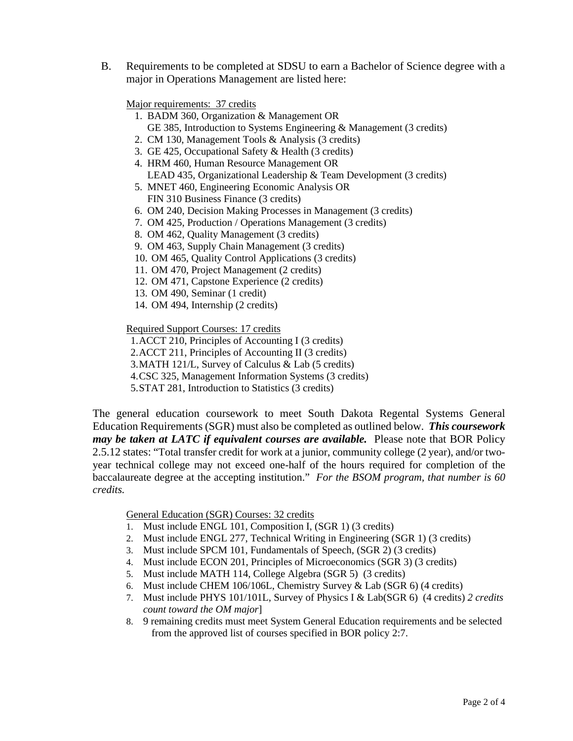B. Requirements to be completed at SDSU to earn a Bachelor of Science degree with a major in Operations Management are listed here:

Major requirements: 37 credits

1. BADM 360, Organization & Management OR
   GE 385, Introduction to Systems Engineering & Management (3 credits)
2. CM 130, Management Tools & Analysis (3 credits)
3. GE 425, Occupational Safety & Health (3 credits)
4. HRM 460, Human Resource Management OR
   LEAD 435, Organizational Leadership & Team Development (3 credits)
5. MNET 460, Engineering Economic Analysis OR
   FIN 310 Business Finance (3 credits)
6. OM 240, Decision Making Processes in Management (3 credits)
7. OM 425, Production / Operations Management (3 credits)
8. OM 462, Quality Management (3 credits)
9. OM 463, Supply Chain Management (3 credits)
10. OM 465, Quality Control Applications (3 credits)
11. OM 470, Project Management (2 credits)
12. OM 471, Capstone Experience (2 credits)
13. OM 490, Seminar (1 credit)
14. OM 494, Internship (2 credits)

Required Support Courses: 17 credits

1. ACCT 210, Principles of Accounting I (3 credits)
2. ACCT 211, Principles of Accounting II (3 credits)
3. MATH 121/L, Survey of Calculus & Lab (5 credits)
4. CSC 325, Management Information Systems (3 credits)
5. STAT 281, Introduction to Statistics (3 credits)

The general education coursework to meet South Dakota Regental Systems General Education Requirements (SGR) must also be completed as outlined below. ***This coursework may be taken at LATC if equivalent courses are available.*** Please note that BOR Policy 2.5.12 states: "Total transfer credit for work at a junior, community college (2 year), and/or two-year technical college may not exceed one-half of the hours required for completion of the baccalaureate degree at the accepting institution." *For the BSOM program, that number is 60 credits.*

General Education (SGR) Courses: 32 credits

1. Must include ENGL 101, Composition I, (SGR 1) (3 credits)
2. Must include ENGL 277, Technical Writing in Engineering (SGR 1) (3 credits)
3. Must include SPCM 101, Fundamentals of Speech, (SGR 2) (3 credits)
4. Must include ECON 201, Principles of Microeconomics (SGR 3) (3 credits)
5. Must include MATH 114, College Algebra (SGR 5) (3 credits)
6. Must include CHEM 106/106L, Chemistry Survey & Lab (SGR 6) (4 credits)
7. Must include PHYS 101/101L, Survey of Physics I & Lab(SGR 6) (4 credits) *2 credits count toward the OM major*]
8. 9 remaining credits must meet System General Education requirements and be selected from the approved list of courses specified in BOR policy 2:7.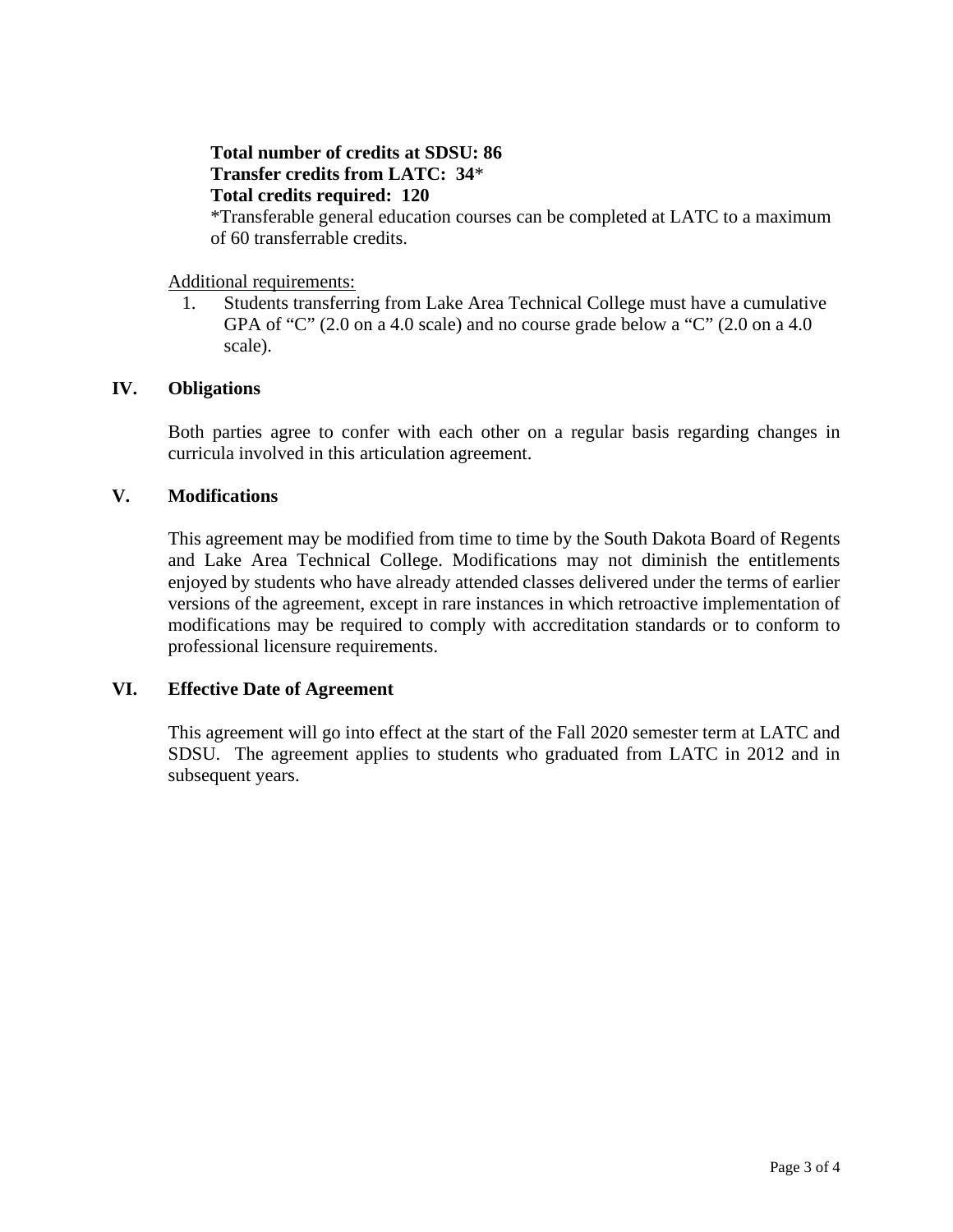**Total number of credits at SDSU: 86**
**Transfer credits from LATC: 34***
**Total credits required: 120**
*Transferable general education courses can be completed at LATC to a maximum of 60 transferrable credits.

Additional requirements:

1. Students transferring from Lake Area Technical College must have a cumulative GPA of "C" (2.0 on a 4.0 scale) and no course grade below a "C" (2.0 on a 4.0 scale).

## IV. Obligations

Both parties agree to confer with each other on a regular basis regarding changes in curricula involved in this articulation agreement.

## V. Modifications

This agreement may be modified from time to time by the South Dakota Board of Regents and Lake Area Technical College. Modifications may not diminish the entitlements enjoyed by students who have already attended classes delivered under the terms of earlier versions of the agreement, except in rare instances in which retroactive implementation of modifications may be required to comply with accreditation standards or to conform to professional licensure requirements.

## VI. Effective Date of Agreement

This agreement will go into effect at the start of the Fall 2020 semester term at LATC and SDSU. The agreement applies to students who graduated from LATC in 2012 and in subsequent years.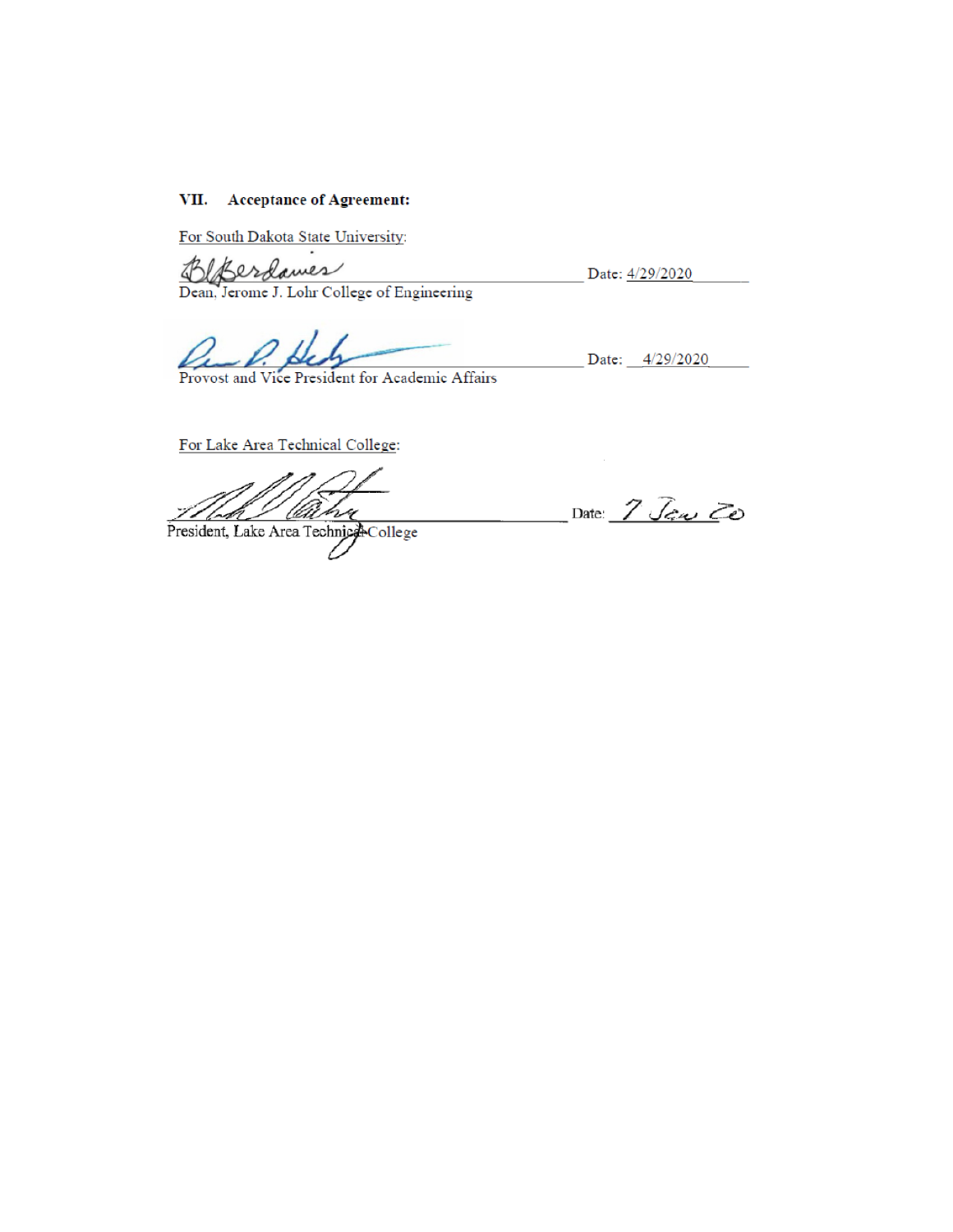## VII. Acceptance of Agreement:

For South Dakota State University:

BlBerdanier ______________________________ Date: 4/29/2020

Dean, Jerome J. Lohr College of Engineering

______________________________ Date: 4/29/2020

Provost and Vice President for Academic Affairs

For Lake Area Technical College:

______________________________ Date: 7 Jan 20

President, Lake Area Technical College